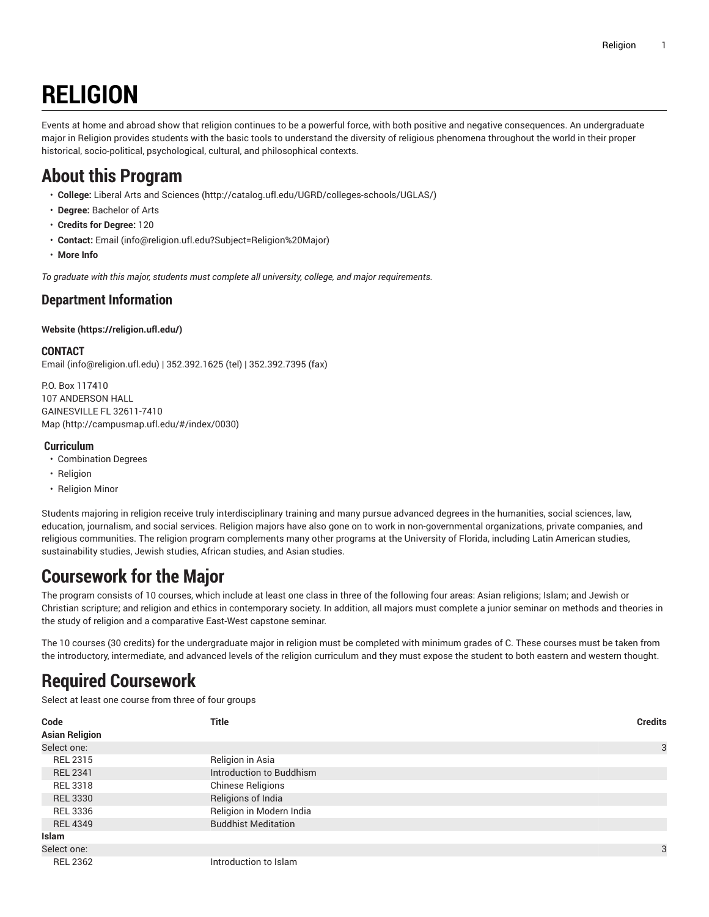# RELIGION

Events at home and abroad show that religion continues to be a powerful force, with both positive and negative consequences. An undergraduate major in Religion provides students with the basic tools to understand the diversity of religious phenomena throughout the world in their proper historical, socio-political, psychological, cultural, and philosophical contexts.

# About this Program

- **College:** Liberal Arts and Sciences (http://catalog.ufl.edu/UGRD/colleges-schools/UGLAS/)
- **Degree:** Bachelor of Arts
- **Credits for Degree:** 120
- **Contact:** Email (info@religion.ufl.edu?Subject=Religion%20Major)
- **More Info**

*To graduate with this major, students must complete all university, college, and major requirements.*

## Department Information

**Website (https://religion.ufl.edu/)**

### CONTACT

Email (info@religion.ufl.edu) | 352.392.1625 (tel) | 352.392.7395 (fax)

P.O. Box 117410
107 ANDERSON HALL
GAINESVILLE FL 32611-7410
Map (http://campusmap.ufl.edu/#/index/0030)

### Curriculum

- Combination Degrees
- Religion
- Religion Minor

Students majoring in religion receive truly interdisciplinary training and many pursue advanced degrees in the humanities, social sciences, law, education, journalism, and social services. Religion majors have also gone on to work in non-governmental organizations, private companies, and religious communities. The religion program complements many other programs at the University of Florida, including Latin American studies, sustainability studies, Jewish studies, African studies, and Asian studies.

# Coursework for the Major

The program consists of 10 courses, which include at least one class in three of the following four areas: Asian religions; Islam; and Jewish or Christian scripture; and religion and ethics in contemporary society. In addition, all majors must complete a junior seminar on methods and theories in the study of religion and a comparative East-West capstone seminar.

The 10 courses (30 credits) for the undergraduate major in religion must be completed with minimum grades of C. These courses must be taken from the introductory, intermediate, and advanced levels of the religion curriculum and they must expose the student to both eastern and western thought.

# Required Coursework

Select at least one course from three of four groups

| Code | Title | Credits |
|---|---|---|
| **Asian Religion** | | |
| Select one: | | 3 |
| REL 2315 | Religion in Asia | |
| REL 2341 | Introduction to Buddhism | |
| REL 3318 | Chinese Religions | |
| REL 3330 | Religions of India | |
| REL 3336 | Religion in Modern India | |
| REL 4349 | Buddhist Meditation | |
| **Islam** | | |
| Select one: | | 3 |
| REL 2362 | Introduction to Islam | |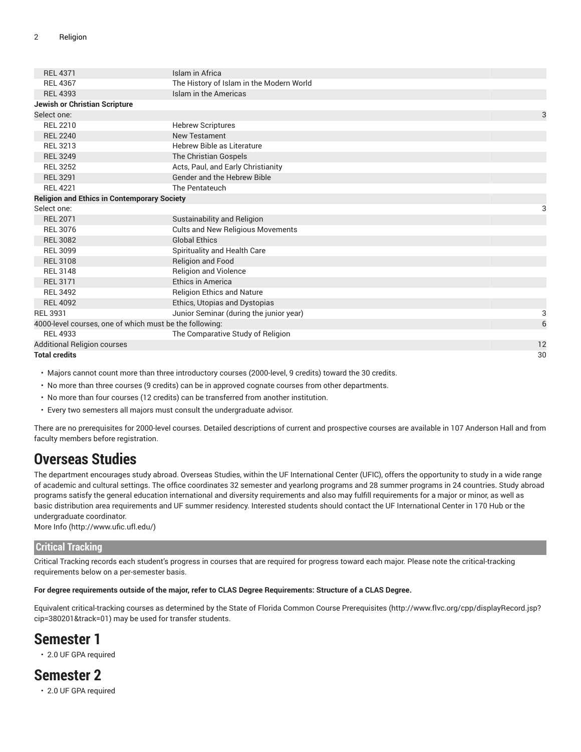| | | |
|---|---|---|
| REL 4371 | Islam in Africa | |
| REL 4367 | The History of Islam in the Modern World | |
| REL 4393 | Islam in the Americas | |
| **Jewish or Christian Scripture** | | |
| Select one: | | 3 |
| REL 2210 | Hebrew Scriptures | |
| REL 2240 | New Testament | |
| REL 3213 | Hebrew Bible as Literature | |
| REL 3249 | The Christian Gospels | |
| REL 3252 | Acts, Paul, and Early Christianity | |
| REL 3291 | Gender and the Hebrew Bible | |
| REL 4221 | The Pentateuch | |
| **Religion and Ethics in Contemporary Society** | | |
| Select one: | | 3 |
| REL 2071 | Sustainability and Religion | |
| REL 3076 | Cults and New Religious Movements | |
| REL 3082 | Global Ethics | |
| REL 3099 | Spirituality and Health Care | |
| REL 3108 | Religion and Food | |
| REL 3148 | Religion and Violence | |
| REL 3171 | Ethics in America | |
| REL 3492 | Religion Ethics and Nature | |
| REL 4092 | Ethics, Utopias and Dystopias | |
| REL 3931 | Junior Seminar (during the junior year) | 3 |
| 4000-level courses, one of which must be the following: | | 6 |
| REL 4933 | The Comparative Study of Religion | |
| Additional Religion courses | | 12 |
| **Total credits** | | 30 |

- Majors cannot count more than three introductory courses (2000-level, 9 credits) toward the 30 credits.
- No more than three courses (9 credits) can be in approved cognate courses from other departments.
- No more than four courses (12 credits) can be transferred from another institution.
- Every two semesters all majors must consult the undergraduate advisor.

There are no prerequisites for 2000-level courses. Detailed descriptions of current and prospective courses are available in 107 Anderson Hall and from faculty members before registration.

# Overseas Studies

The department encourages study abroad. Overseas Studies, within the UF International Center (UFIC), offers the opportunity to study in a wide range of academic and cultural settings. The office coordinates 32 semester and yearlong programs and 28 summer programs in 24 countries. Study abroad programs satisfy the general education international and diversity requirements and also may fulfill requirements for a major or minor, as well as basic distribution area requirements and UF summer residency. Interested students should contact the UF International Center in 170 Hub or the undergraduate coordinator.
More Info (http://www.ufic.ufl.edu/)

## Critical Tracking

Critical Tracking records each student's progress in courses that are required for progress toward each major. Please note the critical-tracking requirements below on a per-semester basis.

**For degree requirements outside of the major, refer to CLAS Degree Requirements: Structure of a CLAS Degree.**

Equivalent critical-tracking courses as determined by the State of Florida Common Course Prerequisites (http://www.flvc.org/cpp/displayRecord.jsp?cip=380201&track=01) may be used for transfer students.

# Semester 1

- 2.0 UF GPA required

# Semester 2

- 2.0 UF GPA required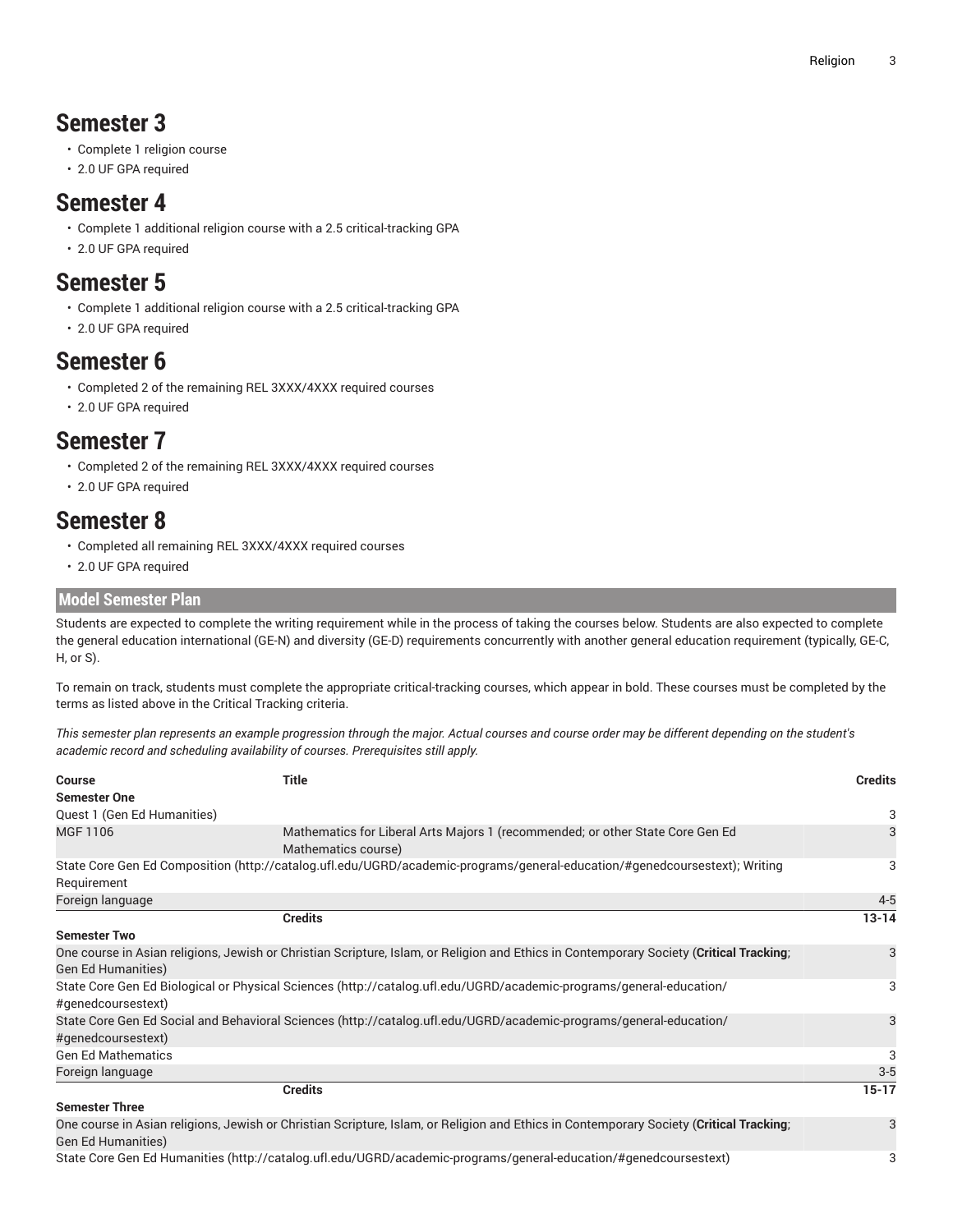## Semester 3

- Complete 1 religion course
- 2.0 UF GPA required

## Semester 4

- Complete 1 additional religion course with a 2.5 critical-tracking GPA
- 2.0 UF GPA required

## Semester 5

- Complete 1 additional religion course with a 2.5 critical-tracking GPA
- 2.0 UF GPA required

## Semester 6

- Completed 2 of the remaining REL 3XXX/4XXX required courses
- 2.0 UF GPA required

## Semester 7

- Completed 2 of the remaining REL 3XXX/4XXX required courses
- 2.0 UF GPA required

## Semester 8

- Completed all remaining REL 3XXX/4XXX required courses
- 2.0 UF GPA required

## Model Semester Plan

Students are expected to complete the writing requirement while in the process of taking the courses below. Students are also expected to complete the general education international (GE-N) and diversity (GE-D) requirements concurrently with another general education requirement (typically, GE-C, H, or S).

To remain on track, students must complete the appropriate critical-tracking courses, which appear in bold. These courses must be completed by the terms as listed above in the Critical Tracking criteria.

*This semester plan represents an example progression through the major. Actual courses and course order may be different depending on the student's academic record and scheduling availability of courses. Prerequisites still apply.*

| Course | Title | Credits |
|---|---|---|
| **Semester One** | | |
| Quest 1 (Gen Ed Humanities) | | 3 |
| MGF 1106 | Mathematics for Liberal Arts Majors 1 (recommended; or other State Core Gen Ed Mathematics course) | 3 |
| State Core Gen Ed Composition (http://catalog.ufl.edu/UGRD/academic-programs/general-education/#genedcoursestext); Writing Requirement | | 3 |
| Foreign language | | 4-5 |
| | **Credits** | **13-14** |
| **Semester Two** | | |
| One course in Asian religions, Jewish or Christian Scripture, Islam, or Religion and Ethics in Contemporary Society (**Critical Tracking**; Gen Ed Humanities) | | 3 |
| State Core Gen Ed Biological or Physical Sciences (http://catalog.ufl.edu/UGRD/academic-programs/general-education/#genedcoursestext) | | 3 |
| State Core Gen Ed Social and Behavioral Sciences (http://catalog.ufl.edu/UGRD/academic-programs/general-education/#genedcoursestext) | | 3 |
| Gen Ed Mathematics | | 3 |
| Foreign language | | 3-5 |
| | **Credits** | **15-17** |
| **Semester Three** | | |
| One course in Asian religions, Jewish or Christian Scripture, Islam, or Religion and Ethics in Contemporary Society (**Critical Tracking**; Gen Ed Humanities) | | 3 |
| State Core Gen Ed Humanities (http://catalog.ufl.edu/UGRD/academic-programs/general-education/#genedcoursestext) | | 3 |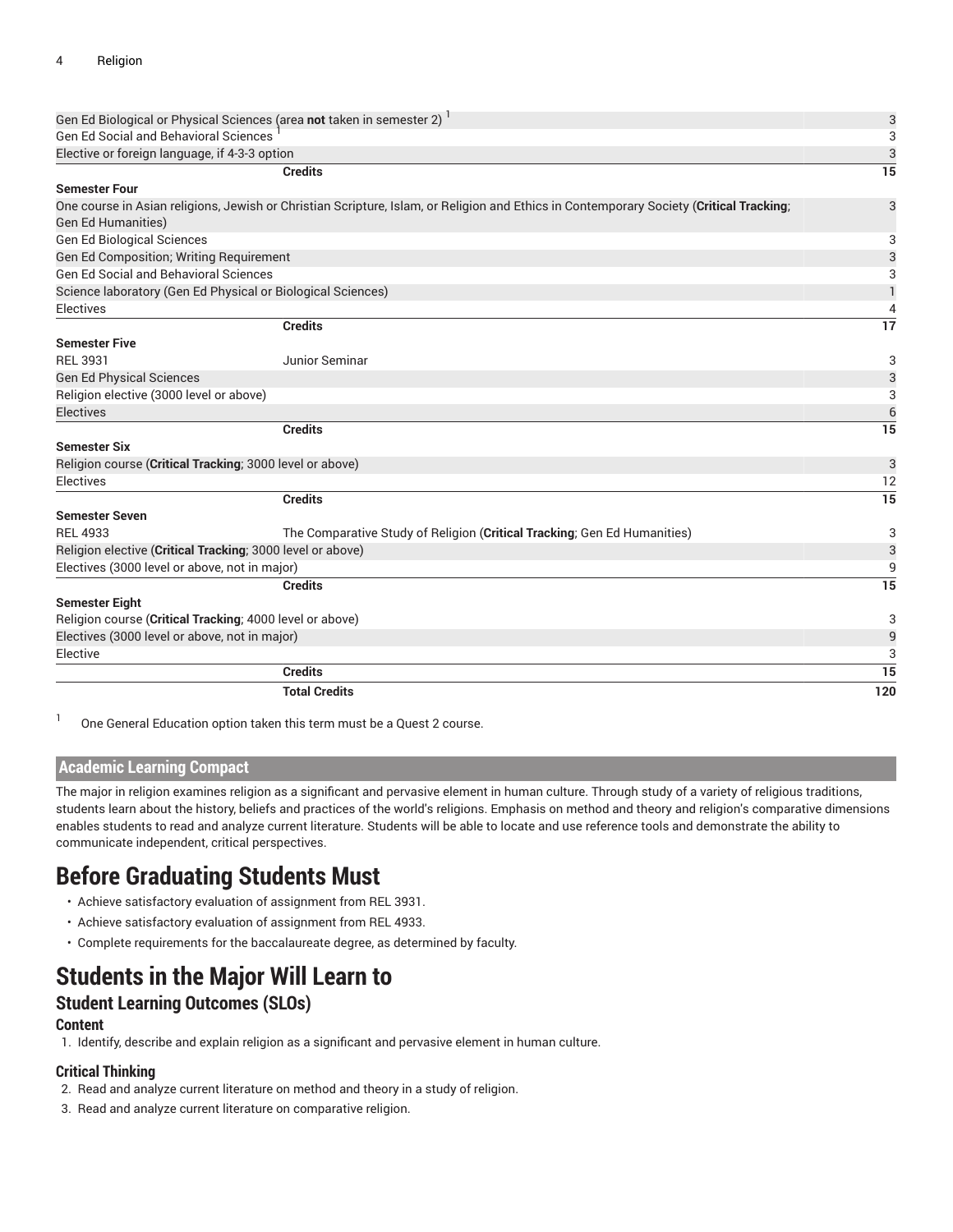| | | |
|---|---|---|
| Gen Ed Biological or Physical Sciences (area **not** taken in semester 2) [1] | | 3 |
| Gen Ed Social and Behavioral Sciences [1] | | 3 |
| Elective or foreign language, if 4-3-3 option | | 3 |
| | **Credits** | **15** |
| **Semester Four** | | |
| One course in Asian religions, Jewish or Christian Scripture, Islam, or Religion and Ethics in Contemporary Society (**Critical Tracking**; Gen Ed Humanities) | | 3 |
| Gen Ed Biological Sciences | | 3 |
| Gen Ed Composition; Writing Requirement | | 3 |
| Gen Ed Social and Behavioral Sciences | | 3 |
| Science laboratory (Gen Ed Physical or Biological Sciences) | | 1 |
| Electives | | 4 |
| | **Credits** | **17** |
| **Semester Five** | | |
| REL 3931 | Junior Seminar | 3 |
| Gen Ed Physical Sciences | | 3 |
| Religion elective (3000 level or above) | | 3 |
| Electives | | 6 |
| | **Credits** | **15** |
| **Semester Six** | | |
| Religion course (**Critical Tracking**; 3000 level or above) | | 3 |
| Electives | | 12 |
| | **Credits** | **15** |
| **Semester Seven** | | |
| REL 4933 | The Comparative Study of Religion (**Critical Tracking**; Gen Ed Humanities) | 3 |
| Religion elective (**Critical Tracking**; 3000 level or above) | | 3 |
| Electives (3000 level or above, not in major) | | 9 |
| | **Credits** | **15** |
| **Semester Eight** | | |
| Religion course (**Critical Tracking**; 4000 level or above) | | 3 |
| Electives (3000 level or above, not in major) | | 9 |
| Elective | | 3 |
| | **Credits** | **15** |
| | **Total Credits** | **120** |

[1] One General Education option taken this term must be a Quest 2 course.

## Academic Learning Compact

The major in religion examines religion as a significant and pervasive element in human culture. Through study of a variety of religious traditions, students learn about the history, beliefs and practices of the world's religions. Emphasis on method and theory and religion's comparative dimensions enables students to read and analyze current literature. Students will be able to locate and use reference tools and demonstrate the ability to communicate independent, critical perspectives.

# Before Graduating Students Must

- Achieve satisfactory evaluation of assignment from REL 3931.
- Achieve satisfactory evaluation of assignment from REL 4933.
- Complete requirements for the baccalaureate degree, as determined by faculty.

# Students in the Major Will Learn to

## Student Learning Outcomes (SLOs)

### Content

1. Identify, describe and explain religion as a significant and pervasive element in human culture.

### Critical Thinking

2. Read and analyze current literature on method and theory in a study of religion.
3. Read and analyze current literature on comparative religion.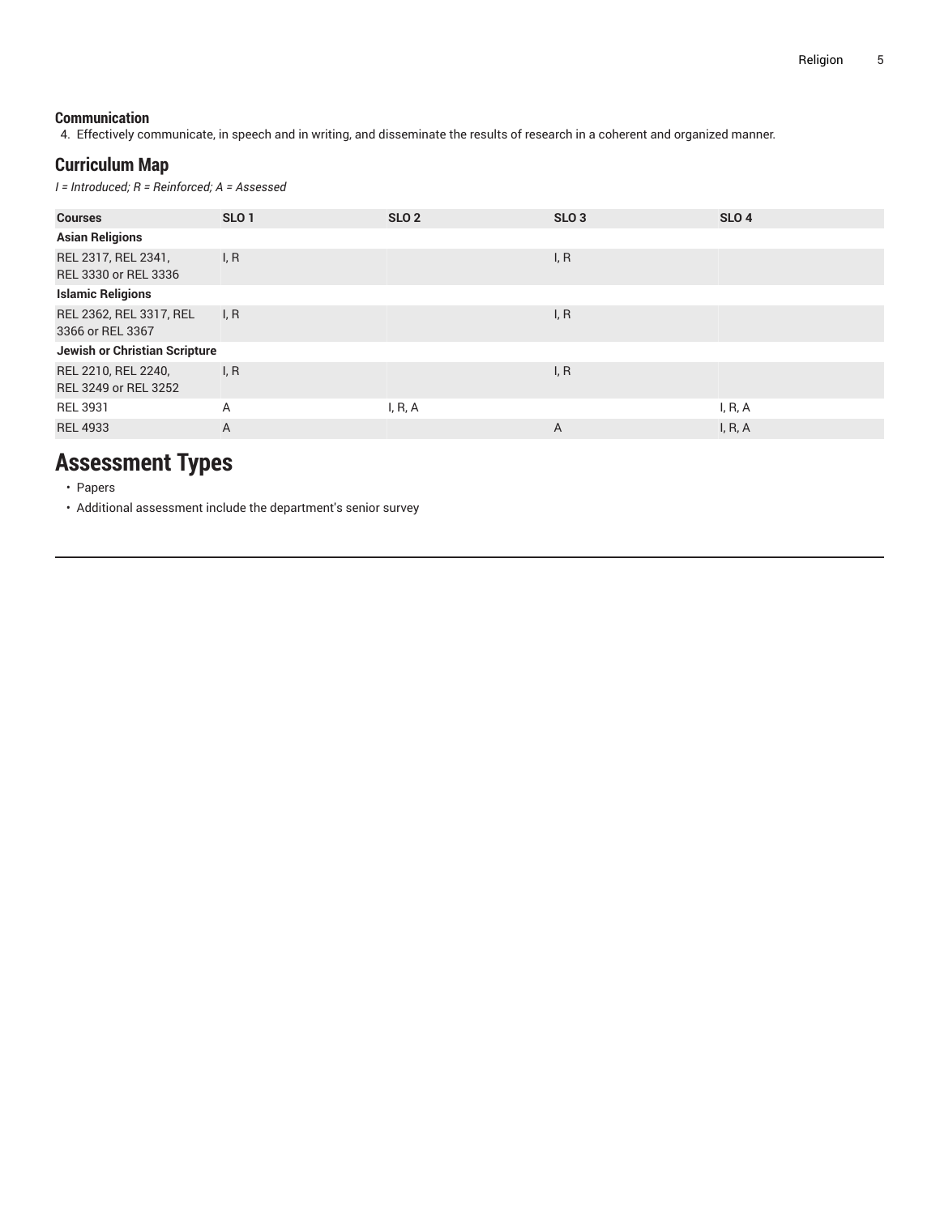### Communication

4. Effectively communicate, in speech and in writing, and disseminate the results of research in a coherent and organized manner.

## Curriculum Map

*I = Introduced; R = Reinforced; A = Assessed*

| Courses | SLO 1 | SLO 2 | SLO 3 | SLO 4 |
|---|---|---|---|---|
| **Asian Religions** | | | | |
| REL 2317, REL 2341, REL 3330 or REL 3336 | I, R | | I, R | |
| **Islamic Religions** | | | | |
| REL 2362, REL 3317, REL 3366 or REL 3367 | I, R | | I, R | |
| **Jewish or Christian Scripture** | | | | |
| REL 2210, REL 2240, REL 3249 or REL 3252 | I, R | | I, R | |
| REL 3931 | A | I, R, A | | I, R, A |
| REL 4933 | A | | A | I, R, A |

# Assessment Types

- Papers
- Additional assessment include the department's senior survey